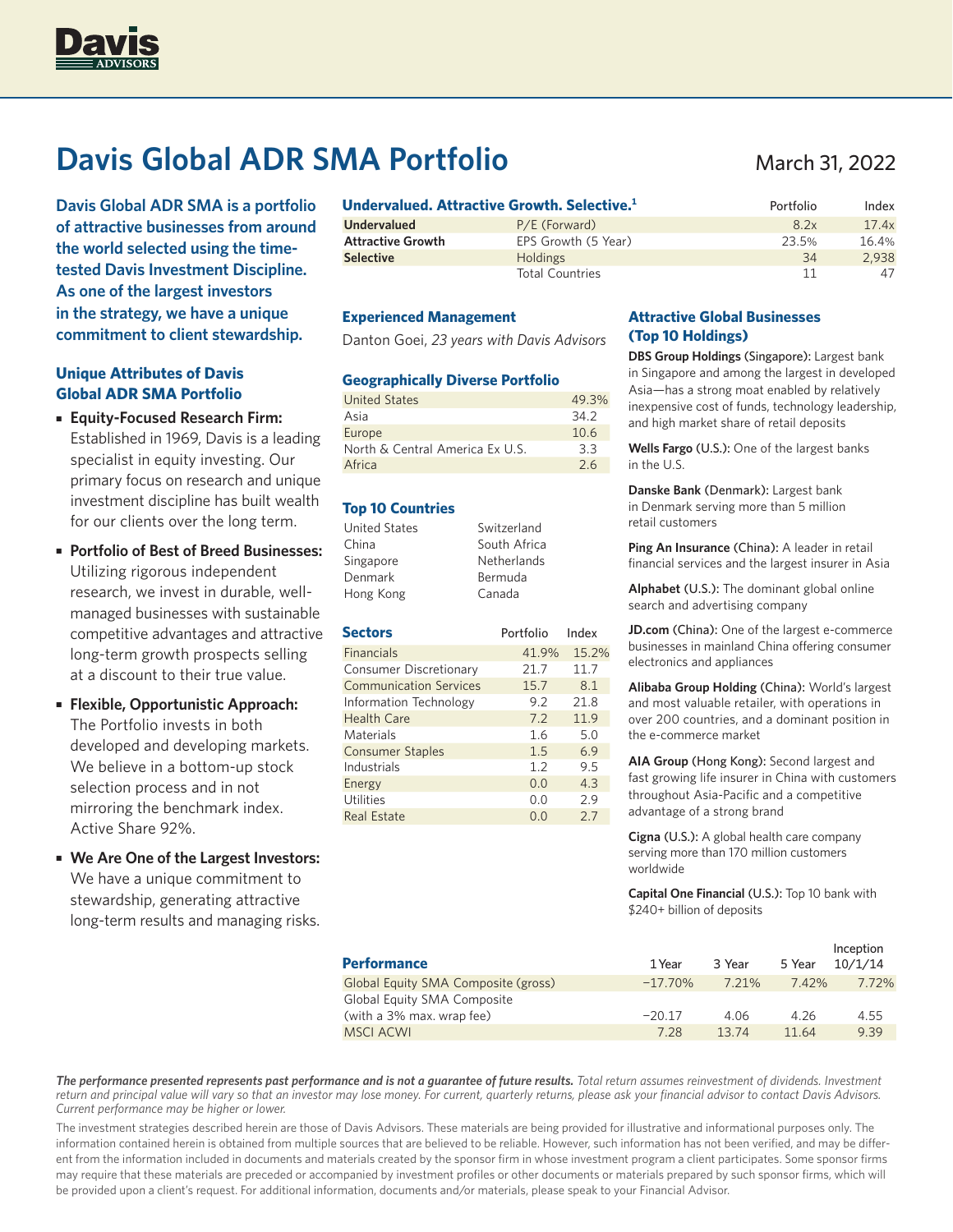Davis ADVISORS

# Davis Global ADR SMA Portfolio

March 31, 2022

**Davis Global ADR SMA is a portfolio of attractive businesses from around the world selected using the time-tested Davis Investment Discipline. As one of the largest investors in the strategy, we have a unique commitment to client stewardship.**

## Unique Attributes of Davis Global ADR SMA Portfolio

- **Equity-Focused Research Firm:** Established in 1969, Davis is a leading specialist in equity investing. Our primary focus on research and unique investment discipline has built wealth for our clients over the long term.
- **Portfolio of Best of Breed Businesses:** Utilizing rigorous independent research, we invest in durable, well-managed businesses with sustainable competitive advantages and attractive long-term growth prospects selling at a discount to their true value.
- **Flexible, Opportunistic Approach:** The Portfolio invests in both developed and developing markets. We believe in a bottom-up stock selection process and in not mirroring the benchmark index. Active Share 92%.
- **We Are One of the Largest Investors:** We have a unique commitment to stewardship, generating attractive long-term results and managing risks.

## Undervalued. Attractive Growth. Selective.[1]

| | | Portfolio | Index |
|---|---|---|---|
| **Undervalued** | P/E (Forward) | 8.2x | 17.4x |
| **Attractive Growth** | EPS Growth (5 Year) | 23.5% | 16.4% |
| **Selective** | Holdings | 34 | 2,938 |
| | Total Countries | 11 | 47 |

## Experienced Management

Danton Goei, *23 years with Davis Advisors*

## Geographically Diverse Portfolio

| | |
|---|---|
| United States | 49.3% |
| Asia | 34.2 |
| Europe | 10.6 |
| North & Central America Ex U.S. | 3.3 |
| Africa | 2.6 |

## Top 10 Countries

| | |
|---|---|
| United States | Switzerland |
| China | South Africa |
| Singapore | Netherlands |
| Denmark | Bermuda |
| Hong Kong | Canada |

## Sectors

| Sectors | Portfolio | Index |
|---|---|---|
| Financials | 41.9% | 15.2% |
| Consumer Discretionary | 21.7 | 11.7 |
| Communication Services | 15.7 | 8.1 |
| Information Technology | 9.2 | 21.8 |
| Health Care | 7.2 | 11.9 |
| Materials | 1.6 | 5.0 |
| Consumer Staples | 1.5 | 6.9 |
| Industrials | 1.2 | 9.5 |
| Energy | 0.0 | 4.3 |
| Utilities | 0.0 | 2.9 |
| Real Estate | 0.0 | 2.7 |

## Attractive Global Businesses (Top 10 Holdings)

**DBS Group Holdings (Singapore):** Largest bank in Singapore and among the largest in developed Asia—has a strong moat enabled by relatively inexpensive cost of funds, technology leadership, and high market share of retail deposits

**Wells Fargo (U.S.):** One of the largest banks in the U.S.

**Danske Bank (Denmark):** Largest bank in Denmark serving more than 5 million retail customers

**Ping An Insurance (China):** A leader in retail financial services and the largest insurer in Asia

**Alphabet (U.S.):** The dominant global online search and advertising company

**JD.com (China):** One of the largest e-commerce businesses in mainland China offering consumer electronics and appliances

**Alibaba Group Holding (China):** World's largest and most valuable retailer, with operations in over 200 countries, and a dominant position in the e-commerce market

**AIA Group (Hong Kong):** Second largest and fast growing life insurer in China with customers throughout Asia-Pacific and a competitive advantage of a strong brand

**Cigna (U.S.):** A global health care company serving more than 170 million customers worldwide

**Capital One Financial (U.S.):** Top 10 bank with $240+ billion of deposits

## Performance

| Performance | 1 Year | 3 Year | 5 Year | Inception 10/1/14 |
|---|---|---|---|---|
| Global Equity SMA Composite (gross) | −17.70% | 7.21% | 7.42% | 7.72% |
| Global Equity SMA Composite (with a 3% max. wrap fee) | −20.17 | 4.06 | 4.26 | 4.55 |
| MSCI ACWI | 7.28 | 13.74 | 11.64 | 9.39 |

***The performance presented represents past performance and is not a guarantee of future results.*** *Total return assumes reinvestment of dividends. Investment return and principal value will vary so that an investor may lose money. For current, quarterly returns, please ask your financial advisor to contact Davis Advisors. Current performance may be higher or lower.*

The investment strategies described herein are those of Davis Advisors. These materials are being provided for illustrative and informational purposes only. The information contained herein is obtained from multiple sources that are believed to be reliable. However, such information has not been verified, and may be different from the information included in documents and materials created by the sponsor firm in whose investment program a client participates. Some sponsor firms may require that these materials are preceded or accompanied by investment profiles or other documents or materials prepared by such sponsor firms, which will be provided upon a client's request. For additional information, documents and/or materials, please speak to your Financial Advisor.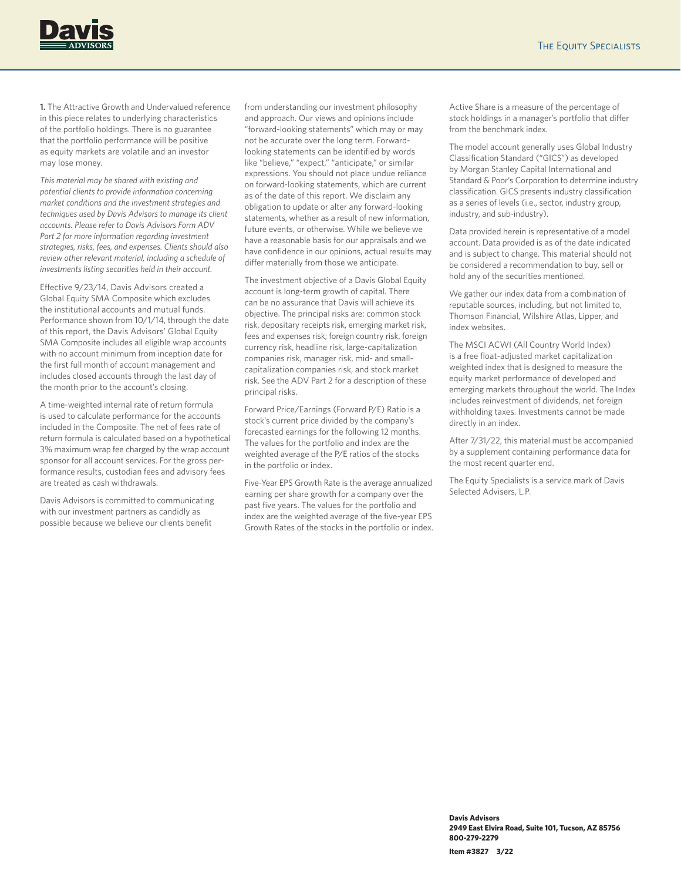**1.** The Attractive Growth and Undervalued reference in this piece relates to underlying characteristics of the portfolio holdings. There is no guarantee that the portfolio performance will be positive as equity markets are volatile and an investor may lose money.

*This material may be shared with existing and potential clients to provide information concerning market conditions and the investment strategies and techniques used by Davis Advisors to manage its client accounts. Please refer to Davis Advisors Form ADV Part 2 for more information regarding investment strategies, risks, fees, and expenses. Clients should also review other relevant material, including a schedule of investments listing securities held in their account.*

Effective 9/23/14, Davis Advisors created a Global Equity SMA Composite which excludes the institutional accounts and mutual funds. Performance shown from 10/1/14, through the date of this report, the Davis Advisors' Global Equity SMA Composite includes all eligible wrap accounts with no account minimum from inception date for the first full month of account management and includes closed accounts through the last day of the month prior to the account's closing.

A time-weighted internal rate of return formula is used to calculate performance for the accounts included in the Composite. The net of fees rate of return formula is calculated based on a hypothetical 3% maximum wrap fee charged by the wrap account sponsor for all account services. For the gross performance results, custodian fees and advisory fees are treated as cash withdrawals.

Davis Advisors is committed to communicating with our investment partners as candidly as possible because we believe our clients benefit from understanding our investment philosophy and approach. Our views and opinions include "forward-looking statements" which may or may not be accurate over the long term. Forward-looking statements can be identified by words like "believe," "expect," "anticipate," or similar expressions. You should not place undue reliance on forward-looking statements, which are current as of the date of this report. We disclaim any obligation to update or alter any forward-looking statements, whether as a result of new information, future events, or otherwise. While we believe we have a reasonable basis for our appraisals and we have confidence in our opinions, actual results may differ materially from those we anticipate.

The investment objective of a Davis Global Equity account is long-term growth of capital. There can be no assurance that Davis will achieve its objective. The principal risks are: common stock risk, depositary receipts risk, emerging market risk, fees and expenses risk; foreign country risk, foreign currency risk, headline risk, large-capitalization companies risk, manager risk, mid- and small-capitalization companies risk, and stock market risk. See the ADV Part 2 for a description of these principal risks.

Forward Price/Earnings (Forward P/E) Ratio is a stock's current price divided by the company's forecasted earnings for the following 12 months. The values for the portfolio and index are the weighted average of the P/E ratios of the stocks in the portfolio or index.

Five-Year EPS Growth Rate is the average annualized earning per share growth for a company over the past five years. The values for the portfolio and index are the weighted average of the five-year EPS Growth Rates of the stocks in the portfolio or index.

Active Share is a measure of the percentage of stock holdings in a manager's portfolio that differ from the benchmark index.

The model account generally uses Global Industry Classification Standard ("GICS") as developed by Morgan Stanley Capital International and Standard & Poor's Corporation to determine industry classification. GICS presents industry classification as a series of levels (i.e., sector, industry group, industry, and sub-industry).

Data provided herein is representative of a model account. Data provided is as of the date indicated and is subject to change. This material should not be considered a recommendation to buy, sell or hold any of the securities mentioned.

We gather our index data from a combination of reputable sources, including, but not limited to, Thomson Financial, Wilshire Atlas, Lipper, and index websites.

The MSCI ACWI (All Country World Index) is a free float-adjusted market capitalization weighted index that is designed to measure the equity market performance of developed and emerging markets throughout the world. The Index includes reinvestment of dividends, net foreign withholding taxes. Investments cannot be made directly in an index.

After 7/31/22, this material must be accompanied by a supplement containing performance data for the most recent quarter end.

The Equity Specialists is a service mark of Davis Selected Advisers, L.P.

**Davis Advisors**
**2949 East Elvira Road, Suite 101, Tucson, AZ 85756**
**800-279-2279**

**Item #3827 3/22**